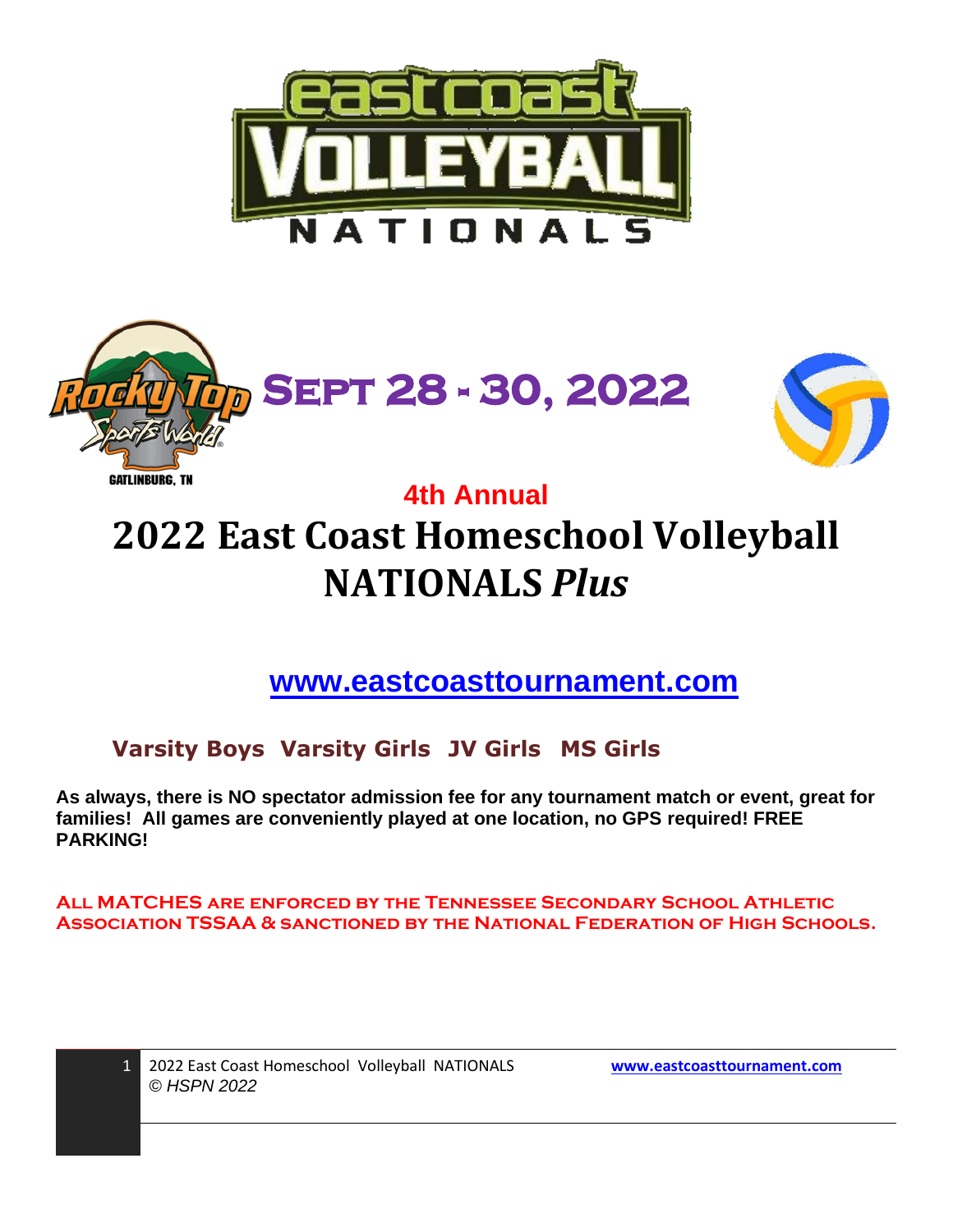# eastcoast VOLLEYBALL NATIONALS

**SEPT 28 - 30, 2022**

Rocky Top Sports World — GATLINBURG, TN

**4th Annual**

# 2022 East Coast Homeschool Volleyball NATIONALS *Plus*

**[www.eastcoasttournament.com](http://www.eastcoasttournament.com)**

**Varsity Boys  Varsity Girls  JV Girls  MS Girls**

**As always, there is NO spectator admission fee for any tournament match or event, great for families!  All games are conveniently played at one location, no GPS required! FREE PARKING!**

**ALL MATCHES ARE ENFORCED BY THE TENNESSEE SECONDARY SCHOOL ATHLETIC ASSOCIATION TSSAA & SANCTIONED BY THE NATIONAL FEDERATION OF HIGH SCHOOLS.**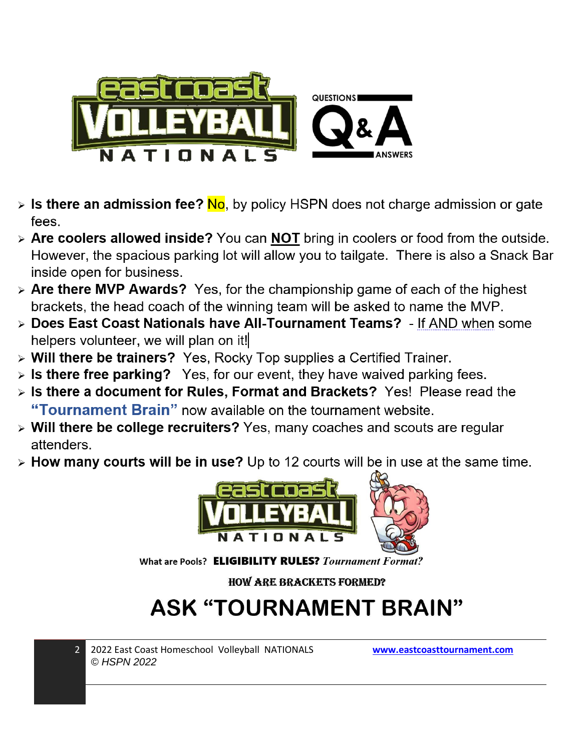East Coast Volleyball Nationals — Questions & Answers

- **Is there an admission fee?** No, by policy HSPN does not charge admission or gate fees.
- **Are coolers allowed inside?** You can **NOT** bring in coolers or food from the outside. However, the spacious parking lot will allow you to tailgate. There is also a Snack Bar inside open for business.
- **Are there MVP Awards?** Yes, for the championship game of each of the highest brackets, the head coach of the winning team will be asked to name the MVP.
- **Does East Coast Nationals have All-Tournament Teams?** - If AND when some helpers volunteer, we will plan on it!
- **Will there be trainers?** Yes, Rocky Top supplies a Certified Trainer.
- **Is there free parking?** Yes, for our event, they have waived parking fees.
- **Is there a document for Rules, Format and Brackets?** Yes! Please read the **"Tournament Brain"** now available on the tournament website.
- **Will there be college recruiters?** Yes, many coaches and scouts are regular attenders.
- **How many courts will be in use?** Up to 12 courts will be in use at the same time.

What are Pools? **ELIGIBILITY RULES?** *Tournament Format?*

**HOW ARE BRACKETS FORMED?**

# ASK "TOURNAMENT BRAIN"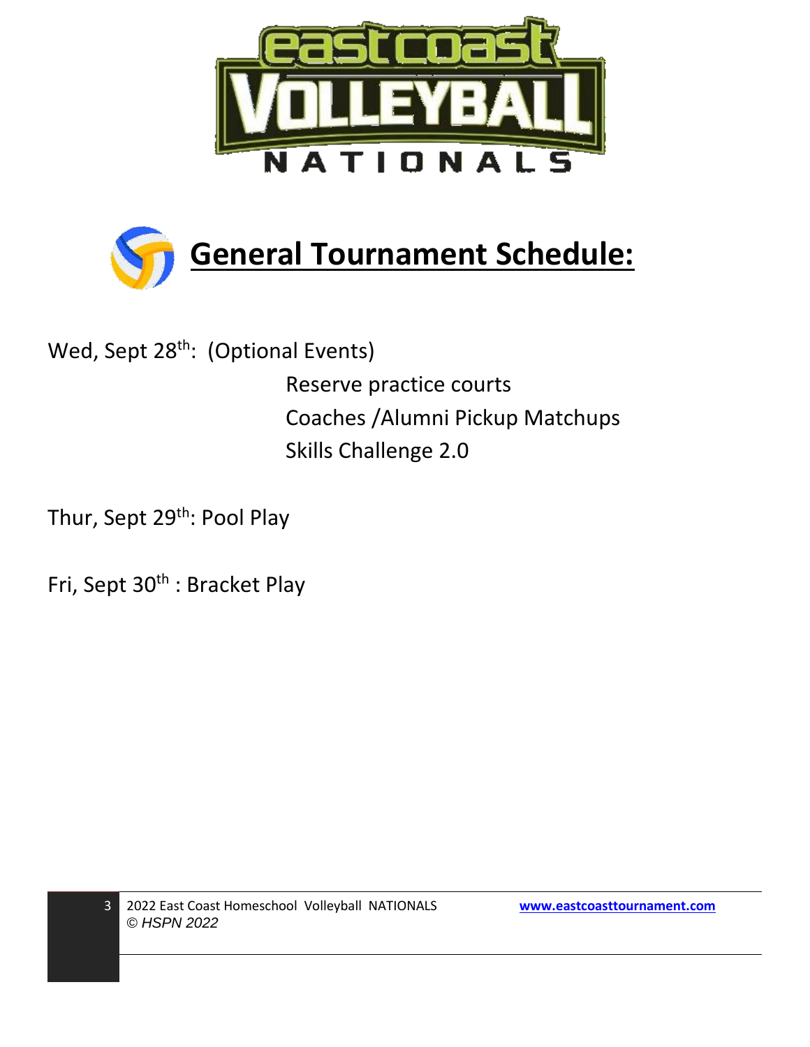# General Tournament Schedule:

Wed, Sept 28th: (Optional Events)

- Reserve practice courts
- Coaches /Alumni Pickup Matchups
- Skills Challenge 2.0

Thur, Sept 29th: Pool Play

Fri, Sept 30th : Bracket Play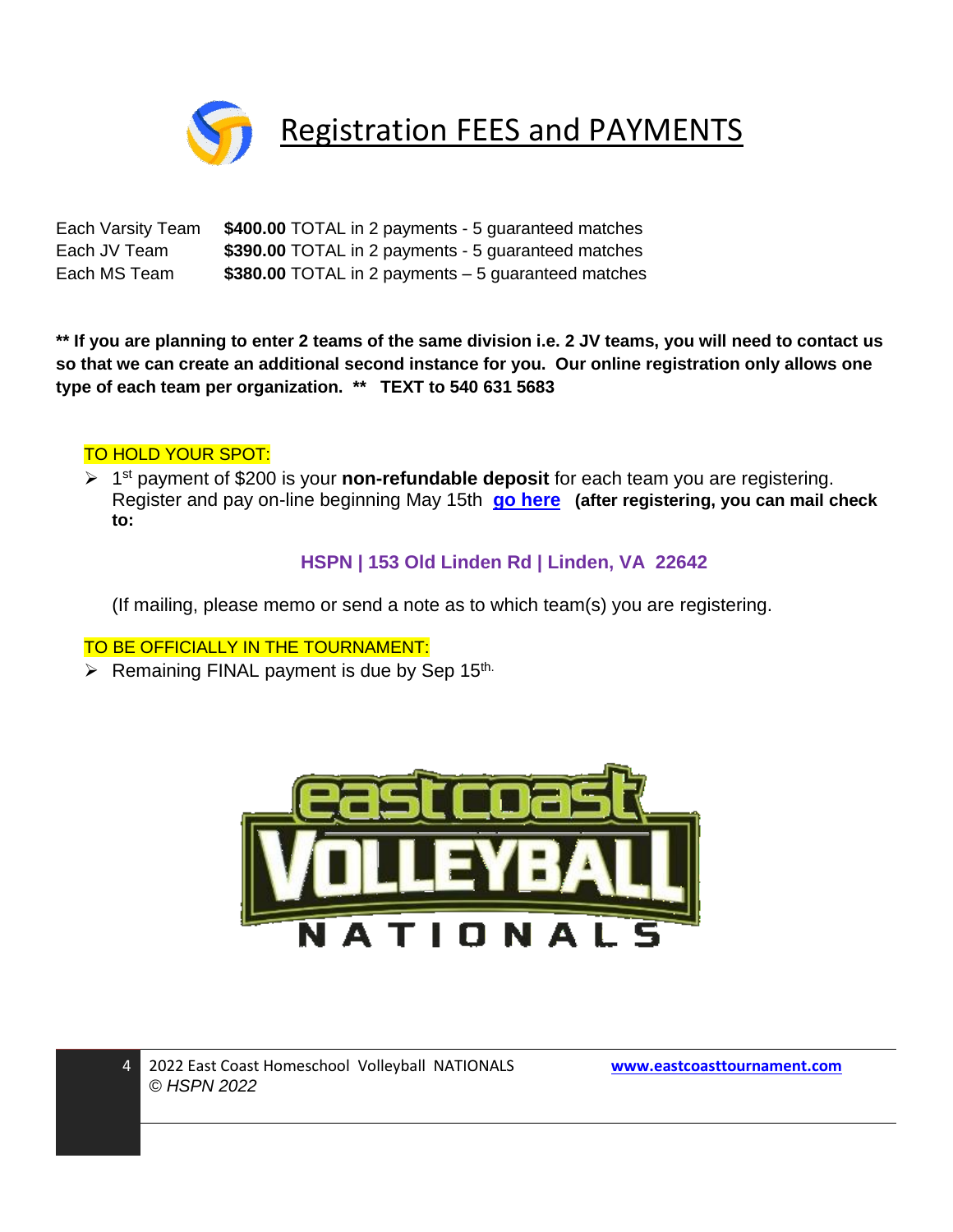# Registration FEES and PAYMENTS

| | |
|---|---|
| Each Varsity Team | **$400.00** TOTAL in 2 payments - 5 guaranteed matches |
| Each JV Team | **$390.00** TOTAL in 2 payments - 5 guaranteed matches |
| Each MS Team | **$380.00** TOTAL in 2 payments – 5 guaranteed matches |

**** If you are planning to enter 2 teams of the same division i.e. 2 JV teams, you will need to contact us so that we can create an additional second instance for you. Our online registration only allows one type of each team per organization. **  TEXT to 540 631 5683**

TO HOLD YOUR SPOT:

- 1st payment of $200 is your **non-refundable deposit** for each team you are registering. Register and pay on-line beginning May 15th **go here** **(after registering, you can mail check to:**

**HSPN | 153 Old Linden Rd | Linden, VA 22642**

(If mailing, please memo or send a note as to which team(s) you are registering.

TO BE OFFICIALLY IN THE TOURNAMENT:

- Remaining FINAL payment is due by Sep 15th.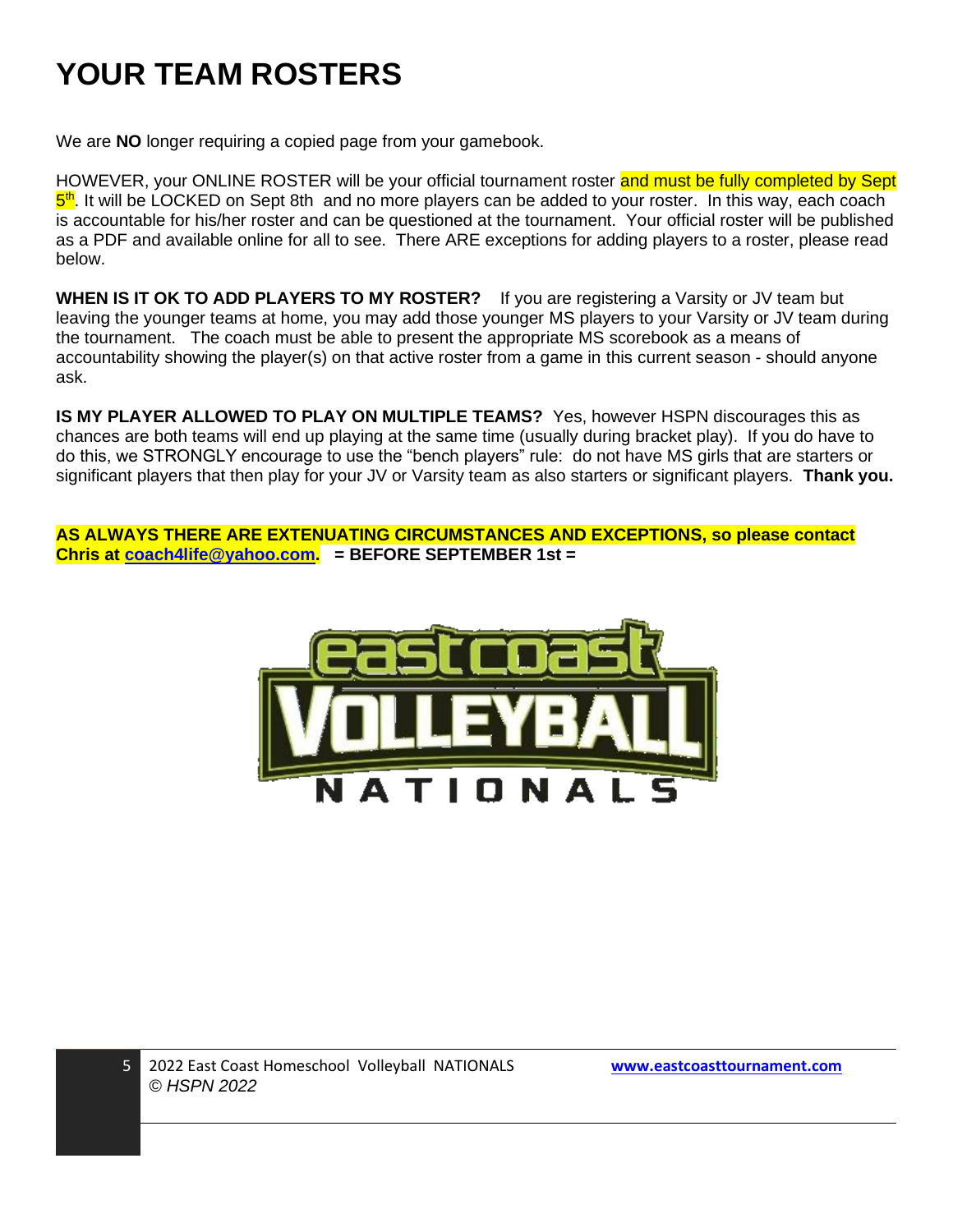# YOUR TEAM ROSTERS

We are **NO** longer requiring a copied page from your gamebook.

HOWEVER, your ONLINE ROSTER will be your official tournament roster and must be fully completed by Sept 5th. It will be LOCKED on Sept 8th and no more players can be added to your roster. In this way, each coach is accountable for his/her roster and can be questioned at the tournament. Your official roster will be published as a PDF and available online for all to see. There ARE exceptions for adding players to a roster, please read below.

**WHEN IS IT OK TO ADD PLAYERS TO MY ROSTER?** If you are registering a Varsity or JV team but leaving the younger teams at home, you may add those younger MS players to your Varsity or JV team during the tournament. The coach must be able to present the appropriate MS scorebook as a means of accountability showing the player(s) on that active roster from a game in this current season - should anyone ask.

**IS MY PLAYER ALLOWED TO PLAY ON MULTIPLE TEAMS?** Yes, however HSPN discourages this as chances are both teams will end up playing at the same time (usually during bracket play). If you do have to do this, we STRONGLY encourage to use the "bench players" rule: do not have MS girls that are starters or significant players that then play for your JV or Varsity team as also starters or significant players. **Thank you.**

**AS ALWAYS THERE ARE EXTENUATING CIRCUMSTANCES AND EXCEPTIONS, so please contact Chris at coach4life@yahoo.com. = BEFORE SEPTEMBER 1st =**

east coast VOLLEYBALL NATIONALS